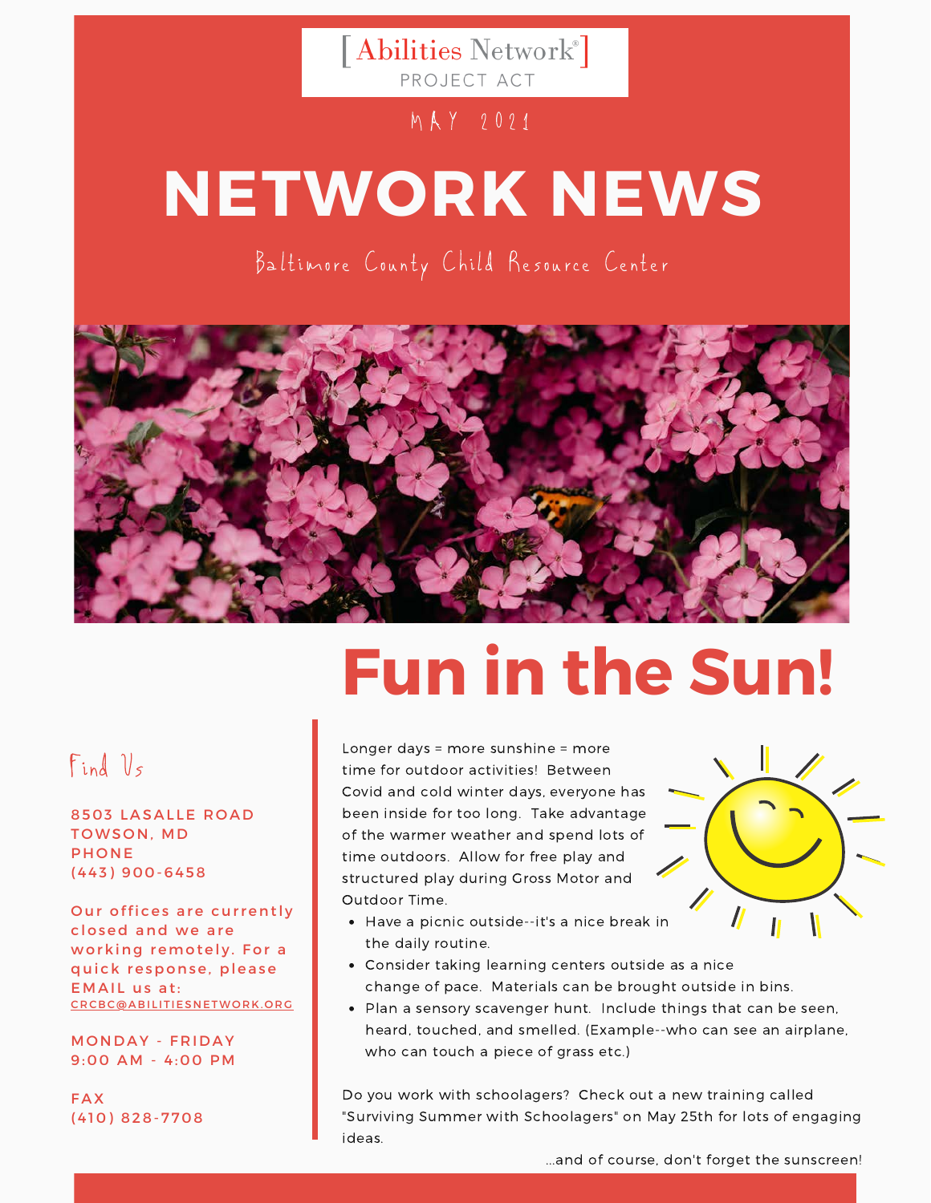[Abilities Network®]
PROJECT ACT

MAY 2021

# NETWORK NEWS

Baltimore County Child Resource Center

# Fun in the Sun!

Longer days = more sunshine = more time for outdoor activities! Between Covid and cold winter days, everyone has been inside for too long. Take advantage of the warmer weather and spend lots of time outdoors. Allow for free play and structured play during Gross Motor and Outdoor Time.

- Have a picnic outside--it's a nice break in the daily routine.
- Consider taking learning centers outside as a nice change of pace. Materials can be brought outside in bins.
- Plan a sensory scavenger hunt. Include things that can be seen, heard, touched, and smelled. (Example--who can see an airplane, who can touch a piece of grass etc.)

Do you work with schoolagers? Check out a new training called "Surviving Summer with Schoolagers" on May 25th for lots of engaging ideas.

...and of course, don't forget the sunscreen!

## Find Us

8503 LASALLE ROAD
TOWSON, MD
PHONE
(443) 900-6458

Our offices are currently closed and we are working remotely. For a quick response, please EMAIL us at:
CRCBC@ABILITIESNETWORK.ORG

MONDAY - FRIDAY
9:00 AM - 4:00 PM

FAX
(410) 828-7708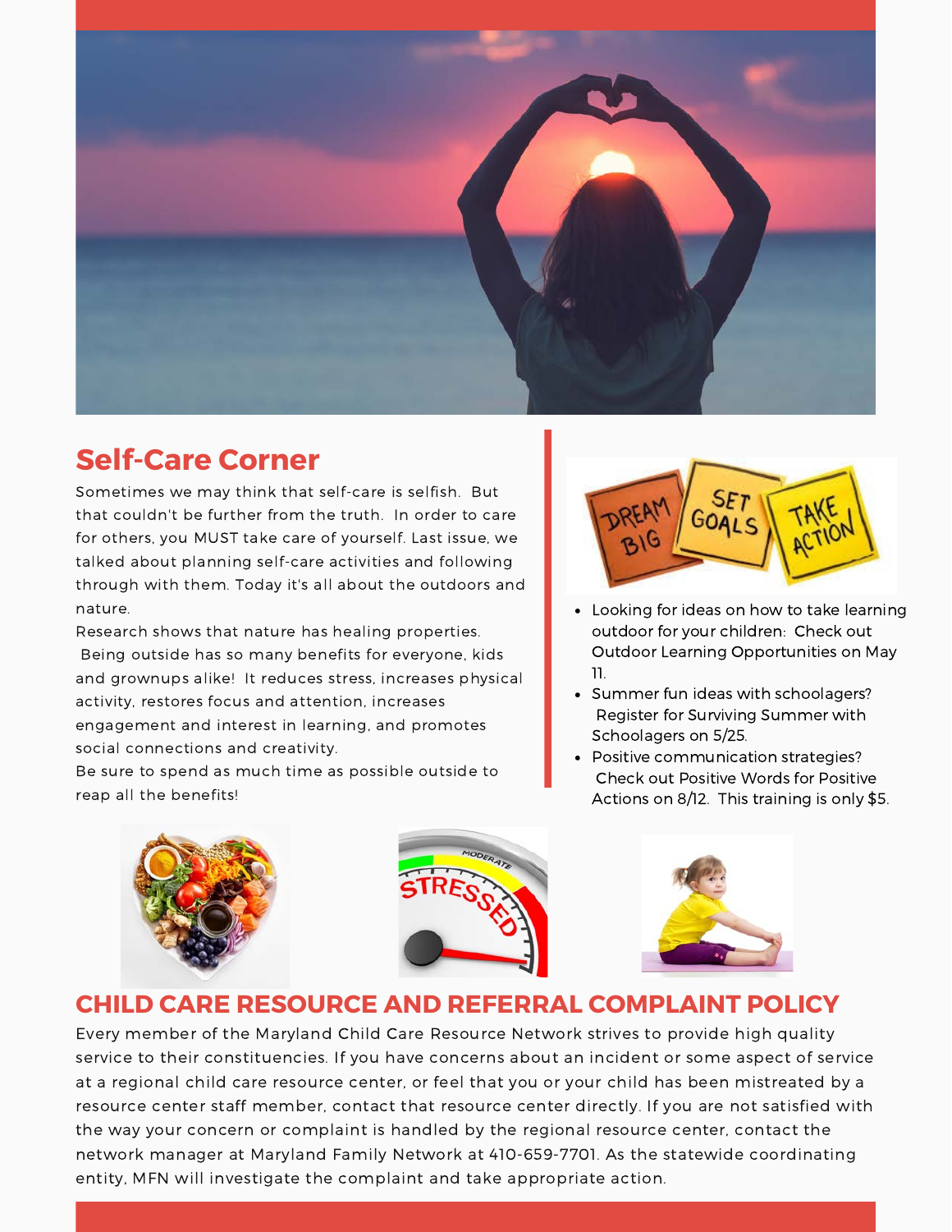## Self-Care Corner

Sometimes we may think that self-care is selfish. But that couldn't be further from the truth. In order to care for others, you MUST take care of yourself. Last issue, we talked about planning self-care activities and following through with them. Today it's all about the outdoors and nature.

Research shows that nature has healing properties. Being outside has so many benefits for everyone, kids and grownups alike! It reduces stress, increases physical activity, restores focus and attention, increases engagement and interest in learning, and promotes social connections and creativity.

Be sure to spend as much time as possible outside to reap all the benefits!

- Looking for ideas on how to take learning outdoor for your children: Check out Outdoor Learning Opportunities on May 11.
- Summer fun ideas with schoolagers? Register for Surviving Summer with Schoolagers on 5/25.
- Positive communication strategies? Check out Positive Words for Positive Actions on 8/12. This training is only $5.

## CHILD CARE RESOURCE AND REFERRAL COMPLAINT POLICY

Every member of the Maryland Child Care Resource Network strives to provide high quality service to their constituencies. If you have concerns about an incident or some aspect of service at a regional child care resource center, or feel that you or your child has been mistreated by a resource center staff member, contact that resource center directly. If you are not satisfied with the way your concern or complaint is handled by the regional resource center, contact the network manager at Maryland Family Network at 410-659-7701. As the statewide coordinating entity, MFN will investigate the complaint and take appropriate action.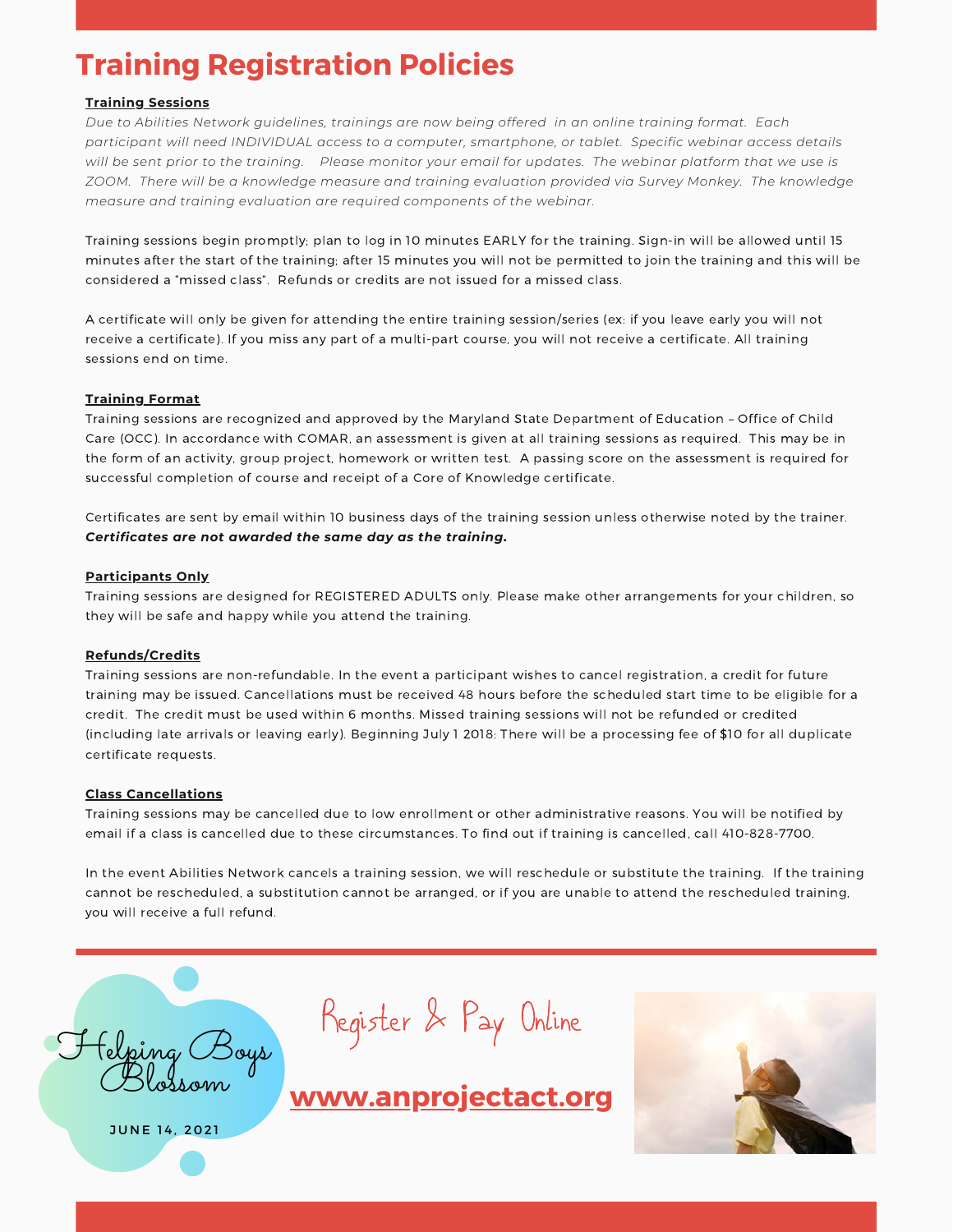# Training Registration Policies

**Training Sessions**

*Due to Abilities Network guidelines, trainings are now being offered in an online training format. Each participant will need INDIVIDUAL access to a computer, smartphone, or tablet. Specific webinar access details will be sent prior to the training. Please monitor your email for updates. The webinar platform that we use is ZOOM. There will be a knowledge measure and training evaluation provided via Survey Monkey. The knowledge measure and training evaluation are required components of the webinar.*

Training sessions begin promptly; plan to log in 10 minutes EARLY for the training. Sign-in will be allowed until 15 minutes after the start of the training; after 15 minutes you will not be permitted to join the training and this will be considered a "missed class". Refunds or credits are not issued for a missed class.

A certificate will only be given for attending the entire training session/series (ex: if you leave early you will not receive a certificate). If you miss any part of a multi-part course, you will not receive a certificate. All training sessions end on time.

**Training Format**

Training sessions are recognized and approved by the Maryland State Department of Education – Office of Child Care (OCC). In accordance with COMAR, an assessment is given at all training sessions as required. This may be in the form of an activity, group project, homework or written test. A passing score on the assessment is required for successful completion of course and receipt of a Core of Knowledge certificate.

Certificates are sent by email within 10 business days of the training session unless otherwise noted by the trainer. ***Certificates are not awarded the same day as the training.***

**Participants Only**

Training sessions are designed for REGISTERED ADULTS only. Please make other arrangements for your children, so they will be safe and happy while you attend the training.

**Refunds/Credits**

Training sessions are non-refundable. In the event a participant wishes to cancel registration, a credit for future training may be issued. Cancellations must be received 48 hours before the scheduled start time to be eligible for a credit. The credit must be used within 6 months. Missed training sessions will not be refunded or credited (including late arrivals or leaving early). Beginning July 1 2018: There will be a processing fee of $10 for all duplicate certificate requests.

**Class Cancellations**

Training sessions may be cancelled due to low enrollment or other administrative reasons. You will be notified by email if a class is cancelled due to these circumstances. To find out if training is cancelled, call 410-828-7700.

In the event Abilities Network cancels a training session, we will reschedule or substitute the training. If the training cannot be rescheduled, a substitution cannot be arranged, or if you are unable to attend the rescheduled training, you will receive a full refund.

Helping Boys Blossom

JUNE 14, 2021

Register & Pay Online

**www.anprojectact.org**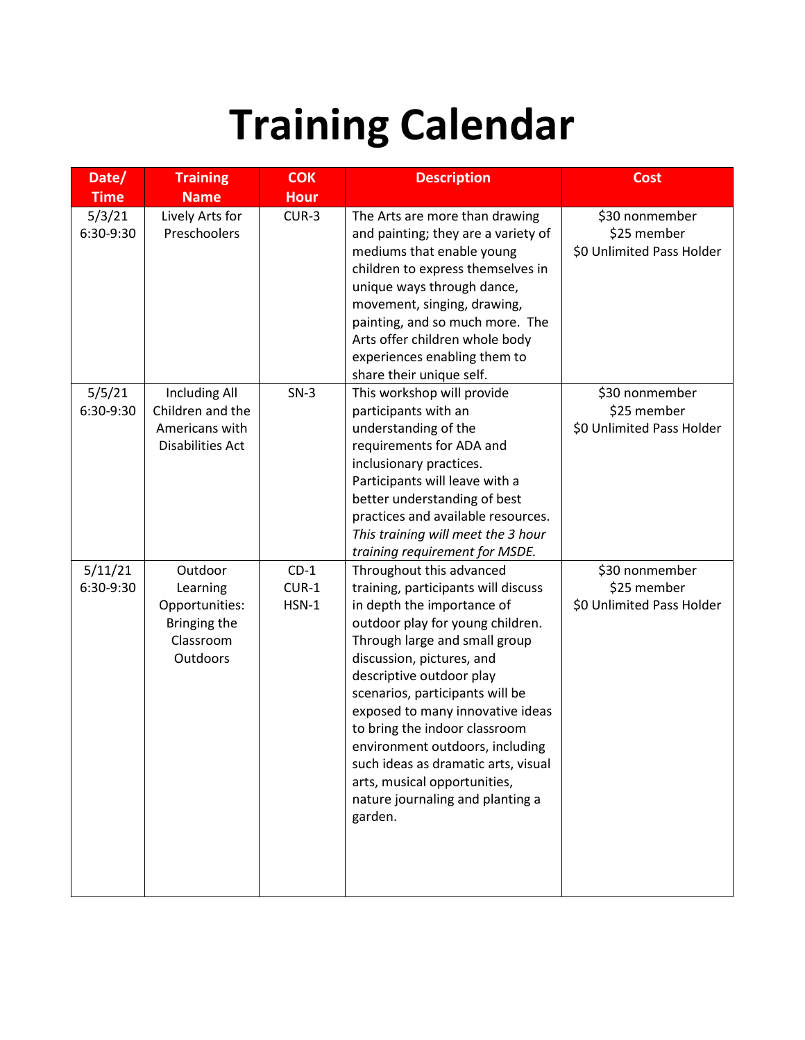# Training Calendar

| Date/ Time | Training Name | COK Hour | Description | Cost |
|---|---|---|---|---|
| 5/3/21 6:30-9:30 | Lively Arts for Preschoolers | CUR-3 | The Arts are more than drawing and painting; they are a variety of mediums that enable young children to express themselves in unique ways through dance, movement, singing, drawing, painting, and so much more. The Arts offer children whole body experiences enabling them to share their unique self. | $30 nonmember<br>$25 member<br>$0 Unlimited Pass Holder |
| 5/5/21 6:30-9:30 | Including All Children and the Americans with Disabilities Act | SN-3 | This workshop will provide participants with an understanding of the requirements for ADA and inclusionary practices. Participants will leave with a better understanding of best practices and available resources. *This training will meet the 3 hour training requirement for MSDE.* | $30 nonmember<br>$25 member<br>$0 Unlimited Pass Holder |
| 5/11/21 6:30-9:30 | Outdoor Learning Opportunities: Bringing the Classroom Outdoors | CD-1<br>CUR-1<br>HSN-1 | Throughout this advanced training, participants will discuss in depth the importance of outdoor play for young children. Through large and small group discussion, pictures, and descriptive outdoor play scenarios, participants will be exposed to many innovative ideas to bring the indoor classroom environment outdoors, including such ideas as dramatic arts, visual arts, musical opportunities, nature journaling and planting a garden. | $30 nonmember<br>$25 member<br>$0 Unlimited Pass Holder |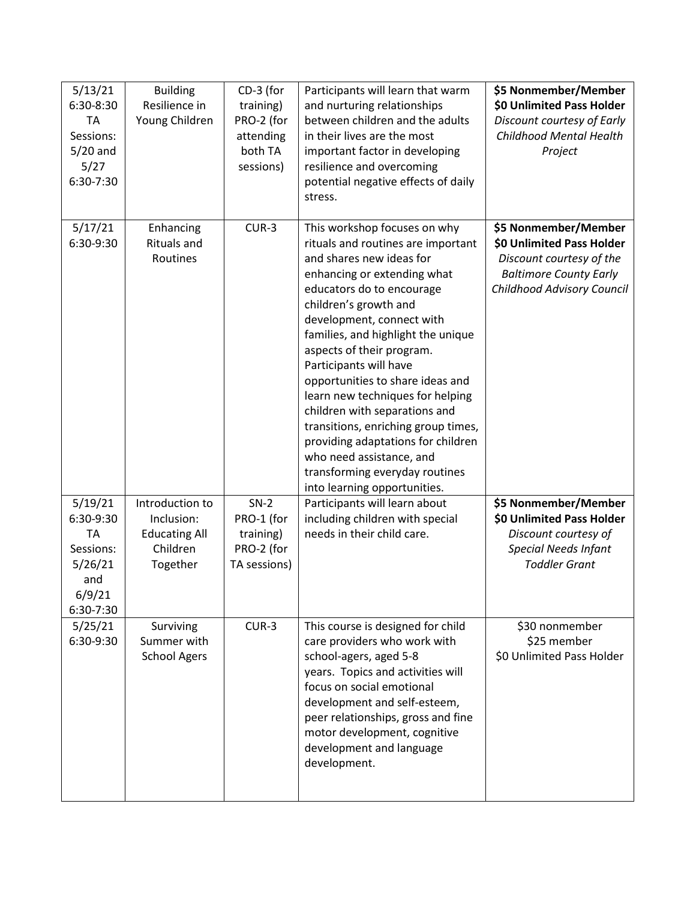| | | | | |
|---|---|---|---|---|
| 5/13/21 6:30-8:30 TA Sessions: 5/20 and 5/27 6:30-7:30 | Building Resilience in Young Children | CD-3 (for training) PRO-2 (for attending both TA sessions) | Participants will learn that warm and nurturing relationships between children and the adults in their lives are the most important factor in developing resilience and overcoming potential negative effects of daily stress. | **$5 Nonmember/Member** **$0 Unlimited Pass Holder** *Discount courtesy of Early Childhood Mental Health Project* |
| 5/17/21 6:30-9:30 | Enhancing Rituals and Routines | CUR-3 | This workshop focuses on why rituals and routines are important and shares new ideas for enhancing or extending what educators do to encourage children's growth and development, connect with families, and highlight the unique aspects of their program. Participants will have opportunities to share ideas and learn new techniques for helping children with separations and transitions, enriching group times, providing adaptations for children who need assistance, and transforming everyday routines into learning opportunities. | **$5 Nonmember/Member** **$0 Unlimited Pass Holder** *Discount courtesy of the Baltimore County Early Childhood Advisory Council* |
| 5/19/21 6:30-9:30 TA Sessions: 5/26/21 and 6/9/21 6:30-7:30 | Introduction to Inclusion: Educating All Children Together | SN-2 PRO-1 (for training) PRO-2 (for TA sessions) | Participants will learn about including children with special needs in their child care. | **$5 Nonmember/Member** **$0 Unlimited Pass Holder** *Discount courtesy of Special Needs Infant Toddler Grant* |
| 5/25/21 6:30-9:30 | Surviving Summer with School Agers | CUR-3 | This course is designed for child care providers who work with school-agers, aged 5-8 years. Topics and activities will focus on social emotional development and self-esteem, peer relationships, gross and fine motor development, cognitive development and language development. | $30 nonmember $25 member $0 Unlimited Pass Holder |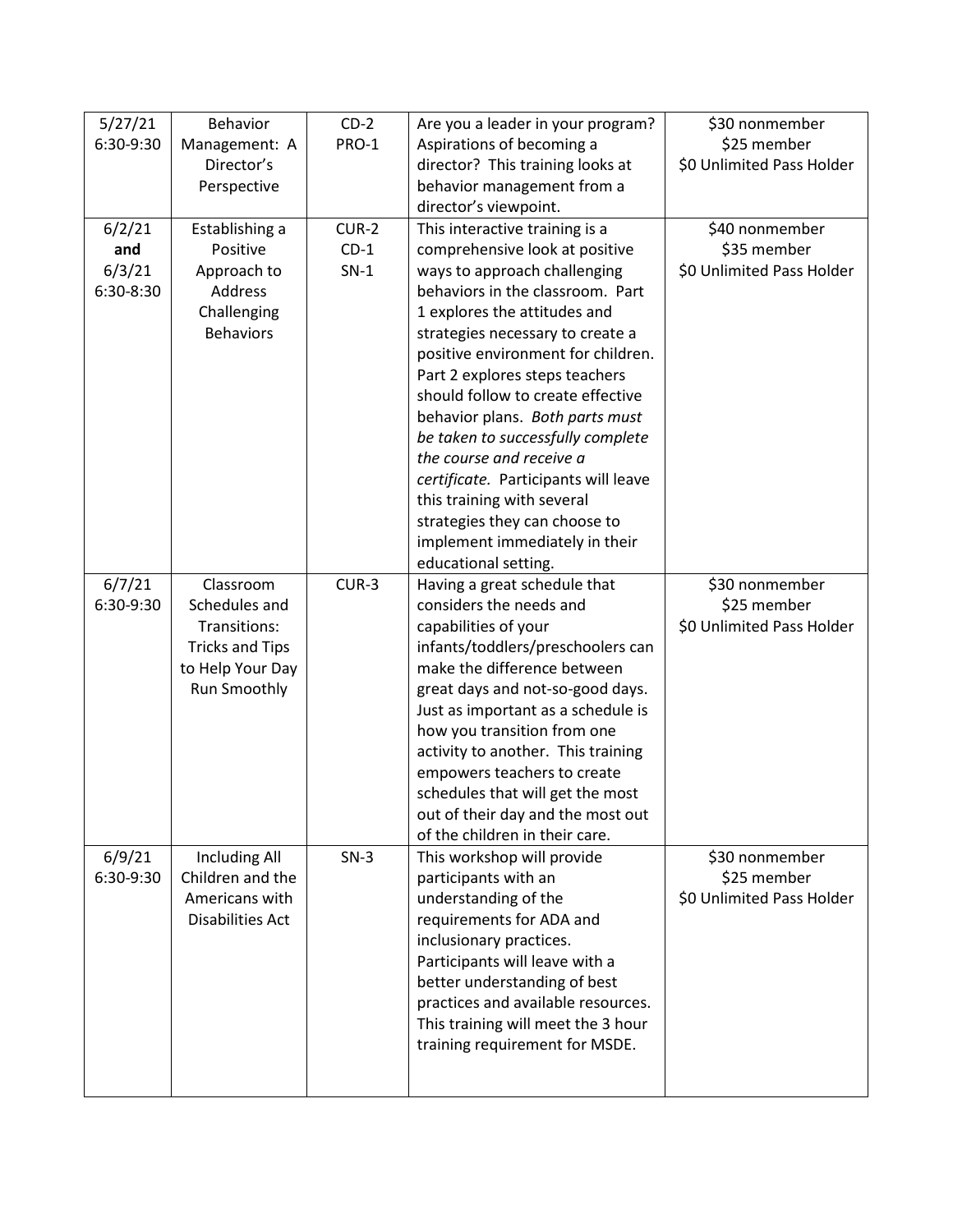| | | | | |
|---|---|---|---|---|
| 5/27/21 6:30-9:30 | Behavior Management: A Director's Perspective | CD-2 PRO-1 | Are you a leader in your program? Aspirations of becoming a director? This training looks at behavior management from a director's viewpoint. | $30 nonmember<br>$25 member<br>$0 Unlimited Pass Holder |
| 6/2/21 **and** 6/3/21 6:30-8:30 | Establishing a Positive Approach to Address Challenging Behaviors | CUR-2 CD-1 SN-1 | This interactive training is a comprehensive look at positive ways to approach challenging behaviors in the classroom. Part 1 explores the attitudes and strategies necessary to create a positive environment for children. Part 2 explores steps teachers should follow to create effective behavior plans. *Both parts must be taken to successfully complete the course and receive a certificate.* Participants will leave this training with several strategies they can choose to implement immediately in their educational setting. | $40 nonmember<br>$35 member<br>$0 Unlimited Pass Holder |
| 6/7/21 6:30-9:30 | Classroom Schedules and Transitions: Tricks and Tips to Help Your Day Run Smoothly | CUR-3 | Having a great schedule that considers the needs and capabilities of your infants/toddlers/preschoolers can make the difference between great days and not-so-good days. Just as important as a schedule is how you transition from one activity to another. This training empowers teachers to create schedules that will get the most out of their day and the most out of the children in their care. | $30 nonmember<br>$25 member<br>$0 Unlimited Pass Holder |
| 6/9/21 6:30-9:30 | Including All Children and the Americans with Disabilities Act | SN-3 | This workshop will provide participants with an understanding of the requirements for ADA and inclusionary practices. Participants will leave with a better understanding of best practices and available resources. This training will meet the 3 hour training requirement for MSDE. | $30 nonmember<br>$25 member<br>$0 Unlimited Pass Holder |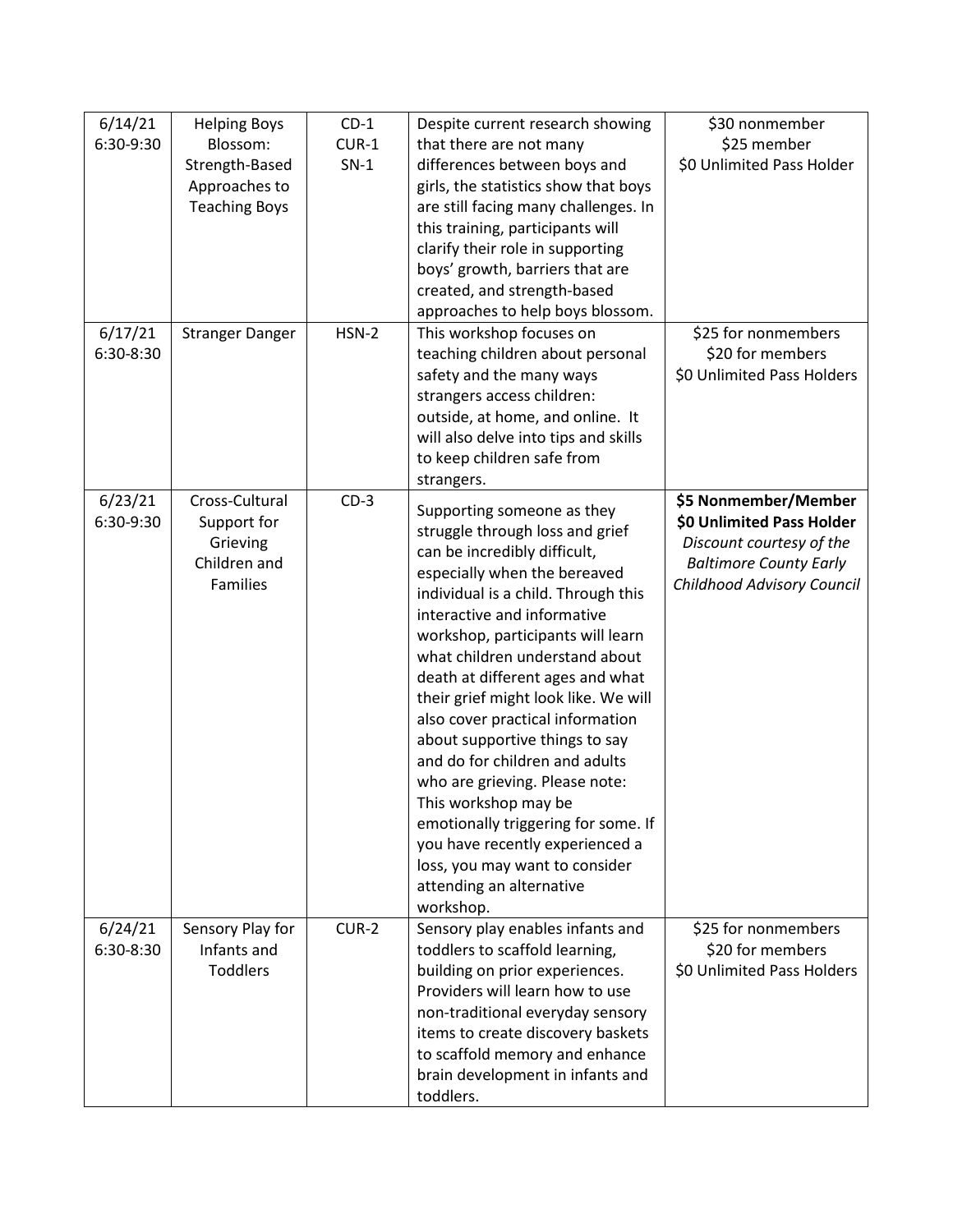| 6/14/21 6:30-9:30 | Helping Boys Blossom: Strength-Based Approaches to Teaching Boys | CD-1 CUR-1 SN-1 | Despite current research showing that there are not many differences between boys and girls, the statistics show that boys are still facing many challenges. In this training, participants will clarify their role in supporting boys' growth, barriers that are created, and strength-based approaches to help boys blossom. | $30 nonmember<br>$25 member<br>$0 Unlimited Pass Holder |
|---|---|---|---|---|
| 6/17/21 6:30-8:30 | Stranger Danger | HSN-2 | This workshop focuses on teaching children about personal safety and the many ways strangers access children: outside, at home, and online. It will also delve into tips and skills to keep children safe from strangers. | $25 for nonmembers<br>$20 for members<br>$0 Unlimited Pass Holders |
| 6/23/21 6:30-9:30 | Cross-Cultural Support for Grieving Children and Families | CD-3 | Supporting someone as they struggle through loss and grief can be incredibly difficult, especially when the bereaved individual is a child. Through this interactive and informative workshop, participants will learn what children understand about death at different ages and what their grief might look like. We will also cover practical information about supportive things to say and do for children and adults who are grieving. Please note: This workshop may be emotionally triggering for some. If you have recently experienced a loss, you may want to consider attending an alternative workshop. | **$5 Nonmember/Member**<br>**$0 Unlimited Pass Holder**<br>*Discount courtesy of the Baltimore County Early Childhood Advisory Council* |
| 6/24/21 6:30-8:30 | Sensory Play for Infants and Toddlers | CUR-2 | Sensory play enables infants and toddlers to scaffold learning, building on prior experiences. Providers will learn how to use non-traditional everyday sensory items to create discovery baskets to scaffold memory and enhance brain development in infants and toddlers. | $25 for nonmembers<br>$20 for members<br>$0 Unlimited Pass Holders |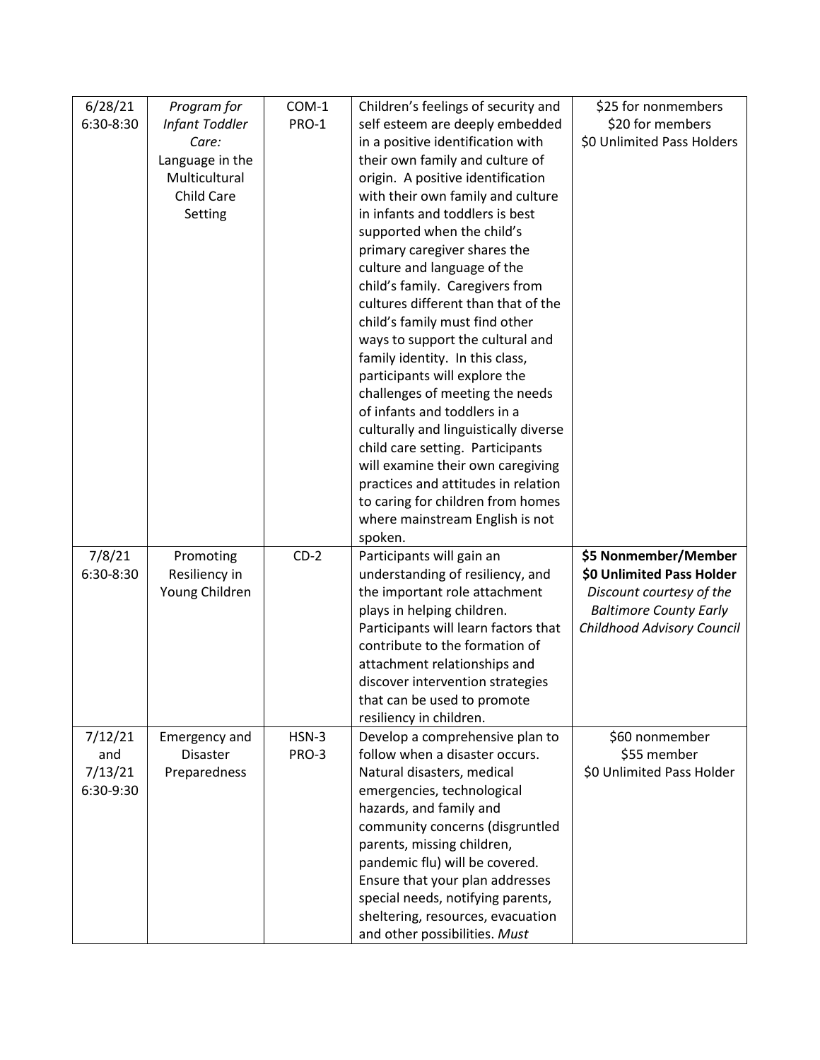| 6/28/21 6:30-8:30 | *Program for Infant Toddler Care:* Language in the Multicultural Child Care Setting | COM-1 PRO-1 | Children's feelings of security and self esteem are deeply embedded in a positive identification with their own family and culture of origin. A positive identification with their own family and culture in infants and toddlers is best supported when the child's primary caregiver shares the culture and language of the child's family. Caregivers from cultures different than that of the child's family must find other ways to support the cultural and family identity. In this class, participants will explore the challenges of meeting the needs of infants and toddlers in a culturally and linguistically diverse child care setting. Participants will examine their own caregiving practices and attitudes in relation to caring for children from homes where mainstream English is not spoken. | \$25 for nonmembers<br>\$20 for members<br>\$0 Unlimited Pass Holders |
|---|---|---|---|---|
| 7/8/21 6:30-8:30 | Promoting Resiliency in Young Children | CD-2 | Participants will gain an understanding of resiliency, and the important role attachment plays in helping children. Participants will learn factors that contribute to the formation of attachment relationships and discover intervention strategies that can be used to promote resiliency in children. | **\$5 Nonmember/Member**<br>**\$0 Unlimited Pass Holder**<br>*Discount courtesy of the Baltimore County Early Childhood Advisory Council* |
| 7/12/21 and 7/13/21 6:30-9:30 | Emergency and Disaster Preparedness | HSN-3 PRO-3 | Develop a comprehensive plan to follow when a disaster occurs. Natural disasters, medical emergencies, technological hazards, and family and community concerns (disgruntled parents, missing children, pandemic flu) will be covered. Ensure that your plan addresses special needs, notifying parents, sheltering, resources, evacuation and other possibilities. *Must* | \$60 nonmember<br>\$55 member<br>\$0 Unlimited Pass Holder |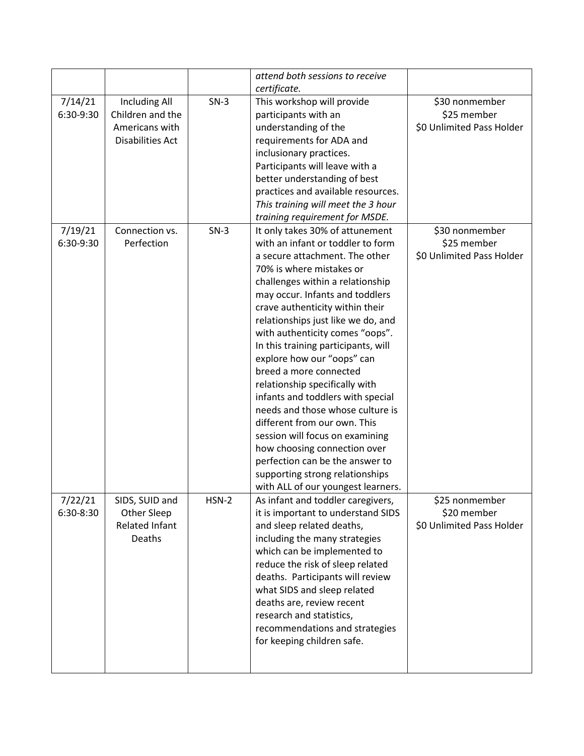| | | | *attend both sessions to receive certificate.* | |
|---|---|---|---|---|
| 7/14/21 6:30-9:30 | Including All Children and the Americans with Disabilities Act | SN-3 | This workshop will provide participants with an understanding of the requirements for ADA and inclusionary practices. Participants will leave with a better understanding of best practices and available resources. *This training will meet the 3 hour training requirement for MSDE.* | \$30 nonmember<br>\$25 member<br>\$0 Unlimited Pass Holder |
| 7/19/21 6:30-9:30 | Connection vs. Perfection | SN-3 | It only takes 30% of attunement with an infant or toddler to form a secure attachment. The other 70% is where mistakes or challenges within a relationship may occur. Infants and toddlers crave authenticity within their relationships just like we do, and with authenticity comes "oops". In this training participants, will explore how our "oops" can breed a more connected relationship specifically with infants and toddlers with special needs and those whose culture is different from our own. This session will focus on examining how choosing connection over perfection can be the answer to supporting strong relationships with ALL of our youngest learners. | \$30 nonmember<br>\$25 member<br>\$0 Unlimited Pass Holder |
| 7/22/21 6:30-8:30 | SIDS, SUID and Other Sleep Related Infant Deaths | HSN-2 | As infant and toddler caregivers, it is important to understand SIDS and sleep related deaths, including the many strategies which can be implemented to reduce the risk of sleep related deaths. Participants will review what SIDS and sleep related deaths are, review recent research and statistics, recommendations and strategies for keeping children safe. | \$25 nonmember<br>\$20 member<br>\$0 Unlimited Pass Holder |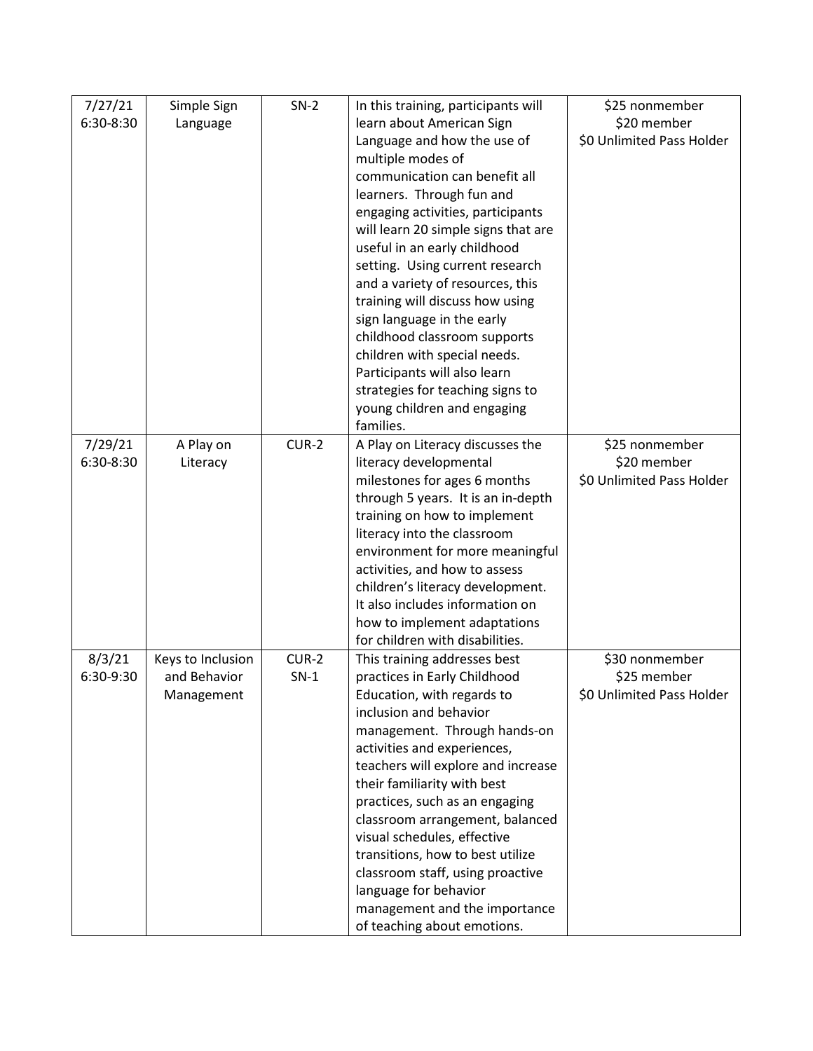| | | | | |
|---|---|---|---|---|
| 7/27/21 6:30-8:30 | Simple Sign Language | SN-2 | In this training, participants will learn about American Sign Language and how the use of multiple modes of communication can benefit all learners. Through fun and engaging activities, participants will learn 20 simple signs that are useful in an early childhood setting. Using current research and a variety of resources, this training will discuss how using sign language in the early childhood classroom supports children with special needs. Participants will also learn strategies for teaching signs to young children and engaging families. | $25 nonmember<br>$20 member<br>$0 Unlimited Pass Holder |
| 7/29/21 6:30-8:30 | A Play on Literacy | CUR-2 | A Play on Literacy discusses the literacy developmental milestones for ages 6 months through 5 years. It is an in-depth training on how to implement literacy into the classroom environment for more meaningful activities, and how to assess children's literacy development. It also includes information on how to implement adaptations for children with disabilities. | $25 nonmember<br>$20 member<br>$0 Unlimited Pass Holder |
| 8/3/21 6:30-9:30 | Keys to Inclusion and Behavior Management | CUR-2<br>SN-1 | This training addresses best practices in Early Childhood Education, with regards to inclusion and behavior management. Through hands-on activities and experiences, teachers will explore and increase their familiarity with best practices, such as an engaging classroom arrangement, balanced visual schedules, effective transitions, how to best utilize classroom staff, using proactive language for behavior management and the importance of teaching about emotions. | $30 nonmember<br>$25 member<br>$0 Unlimited Pass Holder |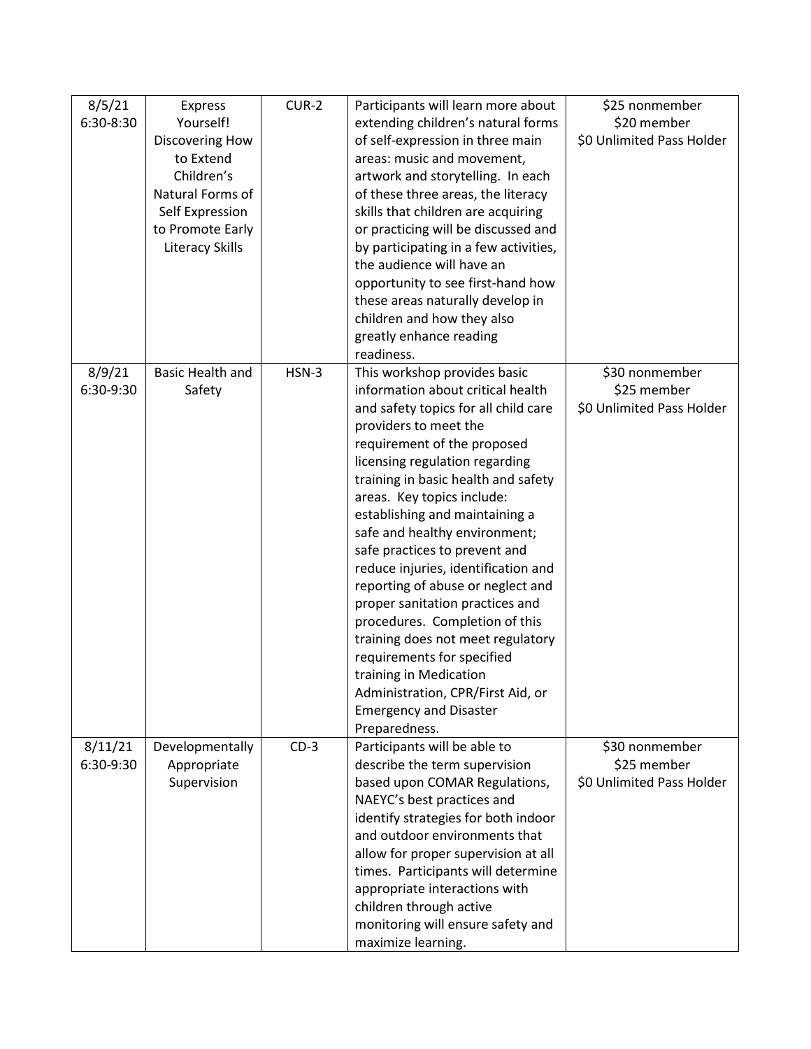| 8/5/21 6:30-8:30 | Express Yourself! Discovering How to Extend Children's Natural Forms of Self Expression to Promote Early Literacy Skills | CUR-2 | Participants will learn more about extending children's natural forms of self-expression in three main areas: music and movement, artwork and storytelling. In each of these three areas, the literacy skills that children are acquiring or practicing will be discussed and by participating in a few activities, the audience will have an opportunity to see first-hand how these areas naturally develop in children and how they also greatly enhance reading readiness. | \$25 nonmember<br>\$20 member<br>\$0 Unlimited Pass Holder |
|---|---|---|---|---|
| 8/9/21 6:30-9:30 | Basic Health and Safety | HSN-3 | This workshop provides basic information about critical health and safety topics for all child care providers to meet the requirement of the proposed licensing regulation regarding training in basic health and safety areas. Key topics include: establishing and maintaining a safe and healthy environment; safe practices to prevent and reduce injuries, identification and reporting of abuse or neglect and proper sanitation practices and procedures. Completion of this training does not meet regulatory requirements for specified training in Medication Administration, CPR/First Aid, or Emergency and Disaster Preparedness. | \$30 nonmember<br>\$25 member<br>\$0 Unlimited Pass Holder |
| 8/11/21 6:30-9:30 | Developmentally Appropriate Supervision | CD-3 | Participants will be able to describe the term supervision based upon COMAR Regulations, NAEYC's best practices and identify strategies for both indoor and outdoor environments that allow for proper supervision at all times. Participants will determine appropriate interactions with children through active monitoring will ensure safety and maximize learning. | \$30 nonmember<br>\$25 member<br>\$0 Unlimited Pass Holder |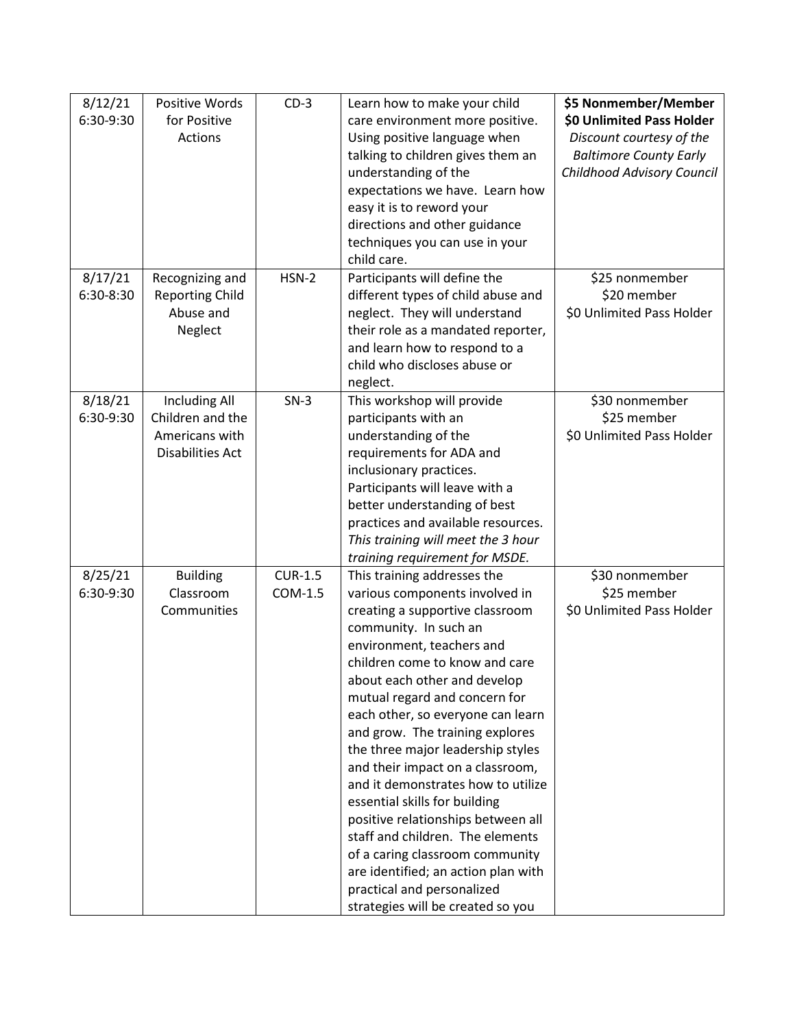| 8/12/21 6:30-9:30 | Positive Words for Positive Actions | CD-3 | Learn how to make your child care environment more positive. Using positive language when talking to children gives them an understanding of the expectations we have. Learn how easy it is to reword your directions and other guidance techniques you can use in your child care. | **$5 Nonmember/Member** **$0 Unlimited Pass Holder** *Discount courtesy of the Baltimore County Early Childhood Advisory Council* |
|---|---|---|---|---|
| 8/17/21 6:30-8:30 | Recognizing and Reporting Child Abuse and Neglect | HSN-2 | Participants will define the different types of child abuse and neglect. They will understand their role as a mandated reporter, and learn how to respond to a child who discloses abuse or neglect. | $25 nonmember $20 member $0 Unlimited Pass Holder |
| 8/18/21 6:30-9:30 | Including All Children and the Americans with Disabilities Act | SN-3 | This workshop will provide participants with an understanding of the requirements for ADA and inclusionary practices. Participants will leave with a better understanding of best practices and available resources. *This training will meet the 3 hour training requirement for MSDE.* | $30 nonmember $25 member $0 Unlimited Pass Holder |
| 8/25/21 6:30-9:30 | Building Classroom Communities | CUR-1.5 COM-1.5 | This training addresses the various components involved in creating a supportive classroom community. In such an environment, teachers and children come to know and care about each other and develop mutual regard and concern for each other, so everyone can learn and grow. The training explores the three major leadership styles and their impact on a classroom, and it demonstrates how to utilize essential skills for building positive relationships between all staff and children. The elements of a caring classroom community are identified; an action plan with practical and personalized strategies will be created so you | $30 nonmember $25 member $0 Unlimited Pass Holder |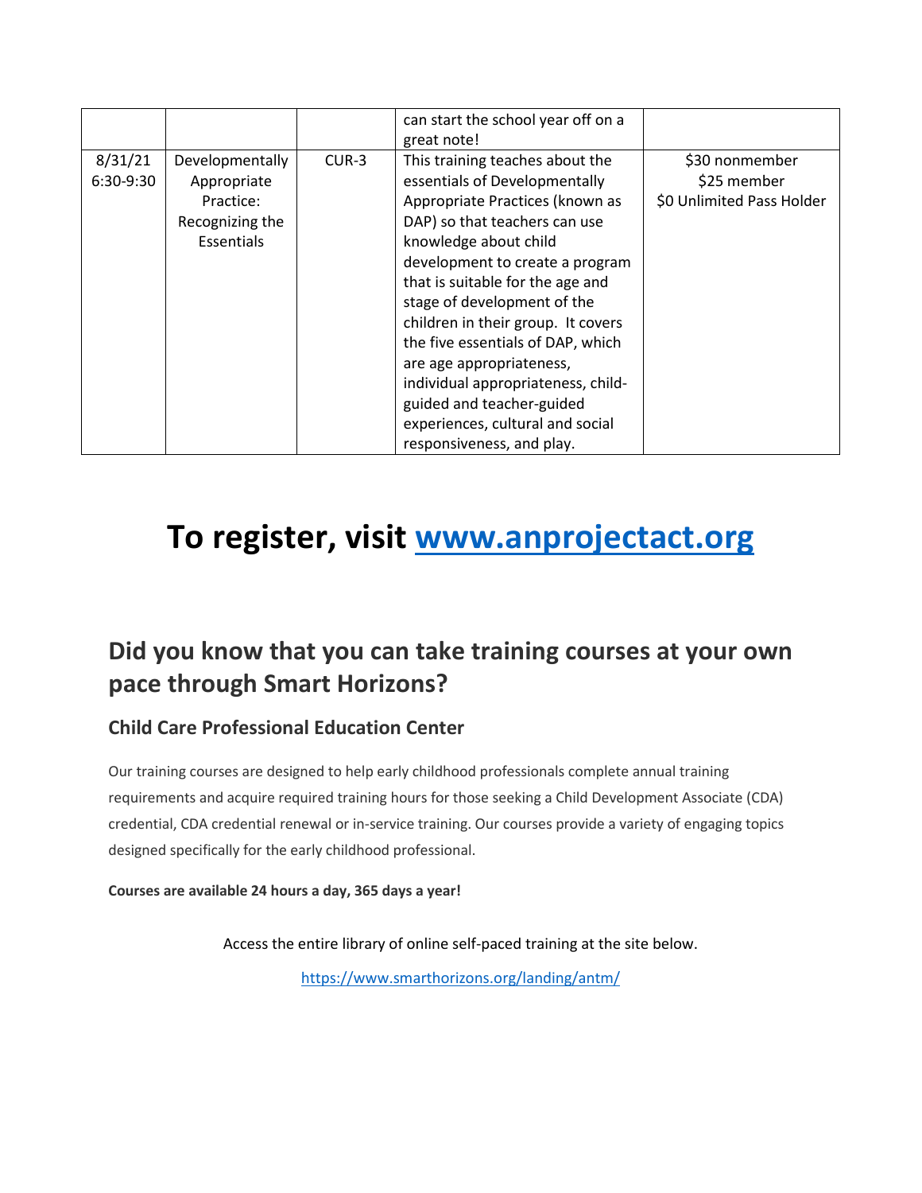| | | | | |
|---|---|---|---|---|
| | | | can start the school year off on a great note! | |
| 8/31/21 6:30-9:30 | Developmentally Appropriate Practice: Recognizing the Essentials | CUR-3 | This training teaches about the essentials of Developmentally Appropriate Practices (known as DAP) so that teachers can use knowledge about child development to create a program that is suitable for the age and stage of development of the children in their group. It covers the five essentials of DAP, which are age appropriateness, individual appropriateness, child-guided and teacher-guided experiences, cultural and social responsiveness, and play. | $30 nonmember<br>$25 member<br>$0 Unlimited Pass Holder |

# To register, visit [www.anprojectact.org](http://www.anprojectact.org)

## Did you know that you can take training courses at your own pace through Smart Horizons?

### Child Care Professional Education Center

Our training courses are designed to help early childhood professionals complete annual training requirements and acquire required training hours for those seeking a Child Development Associate (CDA) credential, CDA credential renewal or in-service training. Our courses provide a variety of engaging topics designed specifically for the early childhood professional.

**Courses are available 24 hours a day, 365 days a year!**

Access the entire library of online self-paced training at the site below.

https://www.smarthorizons.org/landing/antm/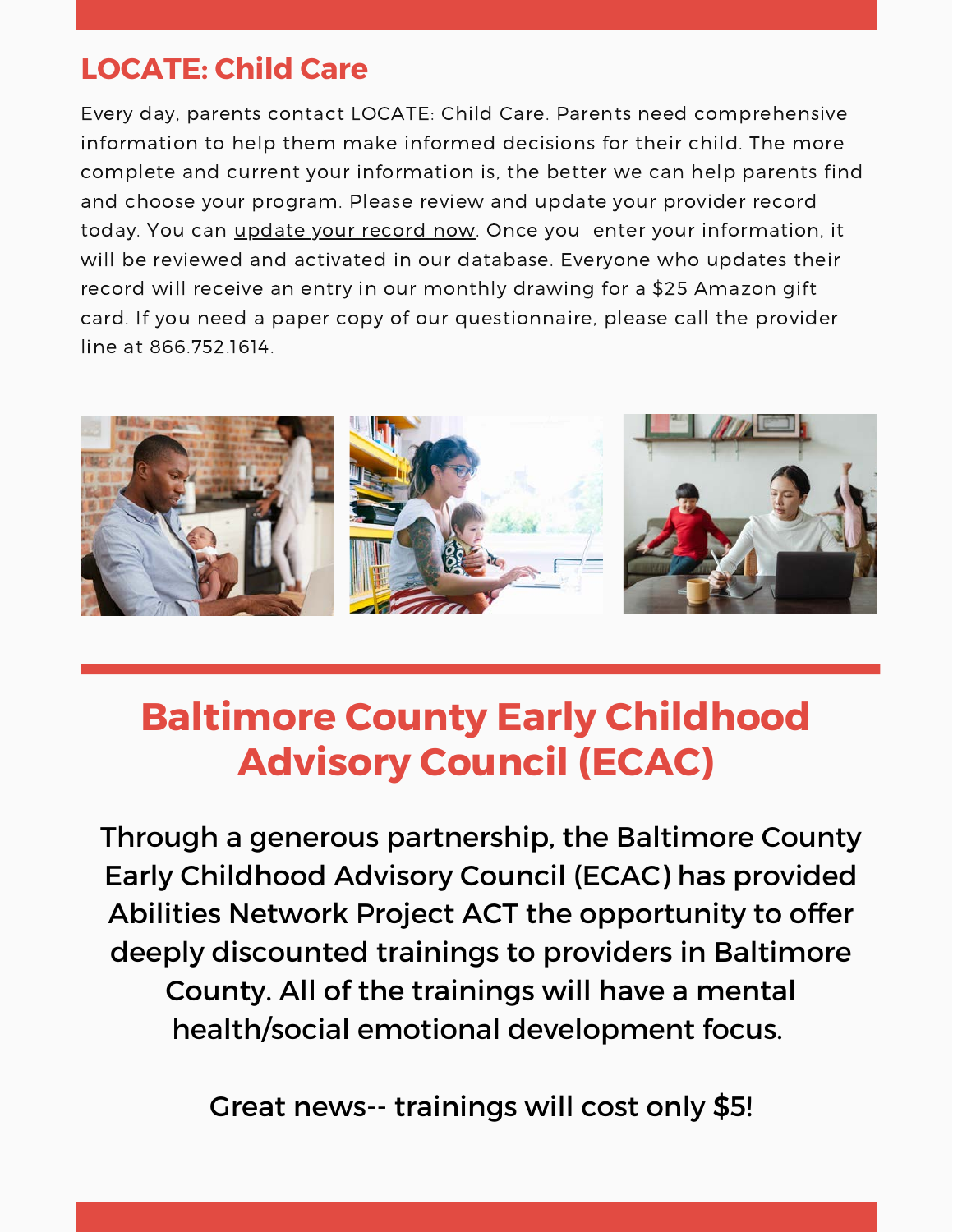## LOCATE: Child Care

Every day, parents contact LOCATE: Child Care. Parents need comprehensive information to help them make informed decisions for their child. The more complete and current your information is, the better we can help parents find and choose your program. Please review and update your provider record today. You can update your record now. Once you enter your information, it will be reviewed and activated in our database. Everyone who updates their record will receive an entry in our monthly drawing for a $25 Amazon gift card. If you need a paper copy of our questionnaire, please call the provider line at 866.752.1614.

## Baltimore County Early Childhood Advisory Council (ECAC)

Through a generous partnership, the Baltimore County Early Childhood Advisory Council (ECAC) has provided Abilities Network Project ACT the opportunity to offer deeply discounted trainings to providers in Baltimore County. All of the trainings will have a mental health/social emotional development focus.

Great news-- trainings will cost only $5!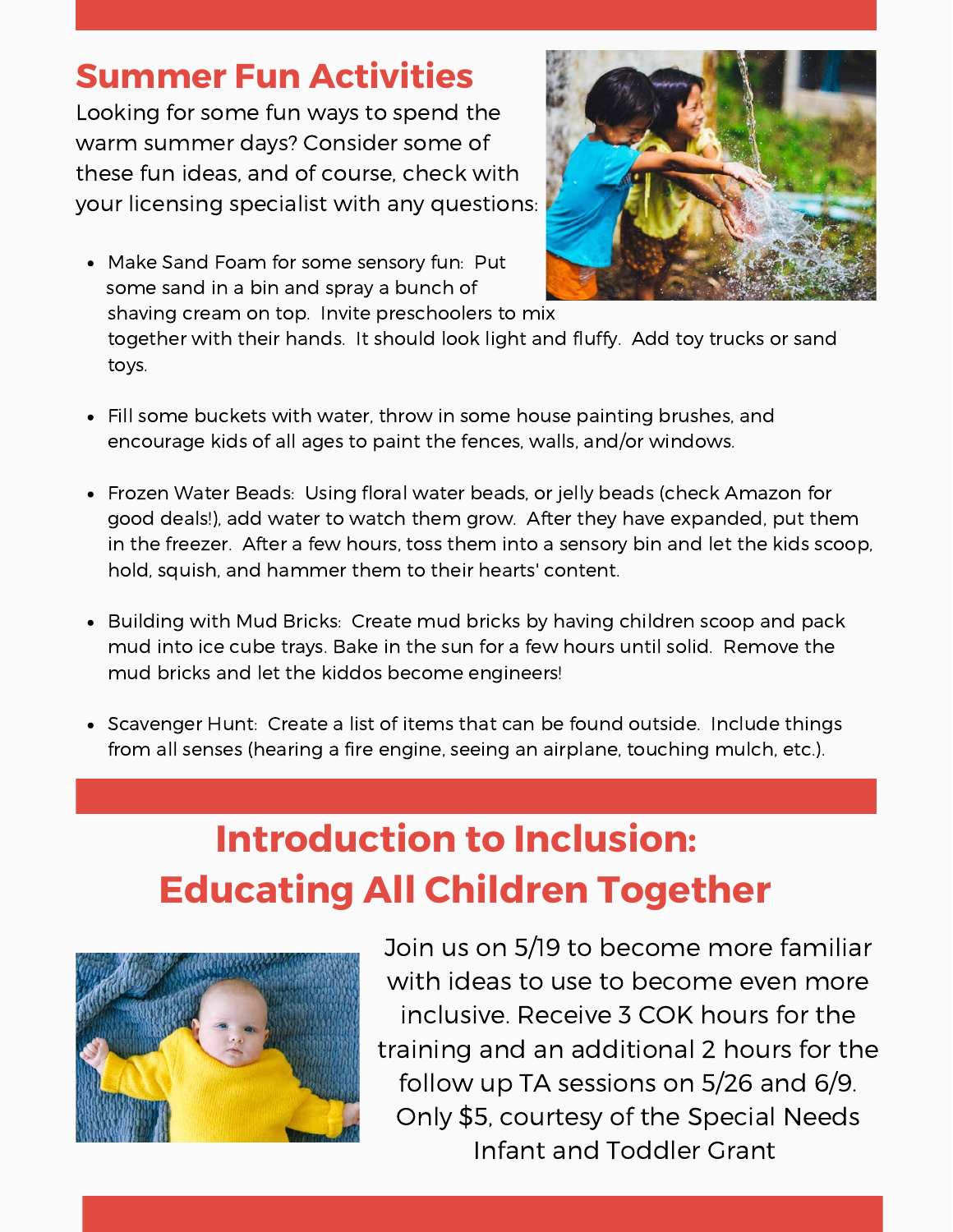## Summer Fun Activities

Looking for some fun ways to spend the warm summer days? Consider some of these fun ideas, and of course, check with your licensing specialist with any questions:

- Make Sand Foam for some sensory fun: Put some sand in a bin and spray a bunch of shaving cream on top. Invite preschoolers to mix together with their hands. It should look light and fluffy. Add toy trucks or sand toys.
- Fill some buckets with water, throw in some house painting brushes, and encourage kids of all ages to paint the fences, walls, and/or windows.
- Frozen Water Beads: Using floral water beads, or jelly beads (check Amazon for good deals!), add water to watch them grow. After they have expanded, put them in the freezer. After a few hours, toss them into a sensory bin and let the kids scoop, hold, squish, and hammer them to their hearts' content.
- Building with Mud Bricks: Create mud bricks by having children scoop and pack mud into ice cube trays. Bake in the sun for a few hours until solid. Remove the mud bricks and let the kiddos become engineers!
- Scavenger Hunt: Create a list of items that can be found outside. Include things from all senses (hearing a fire engine, seeing an airplane, touching mulch, etc.).

## Introduction to Inclusion: Educating All Children Together

Join us on 5/19 to become more familiar with ideas to use to become even more inclusive. Receive 3 COK hours for the training and an additional 2 hours for the follow up TA sessions on 5/26 and 6/9. Only $5, courtesy of the Special Needs Infant and Toddler Grant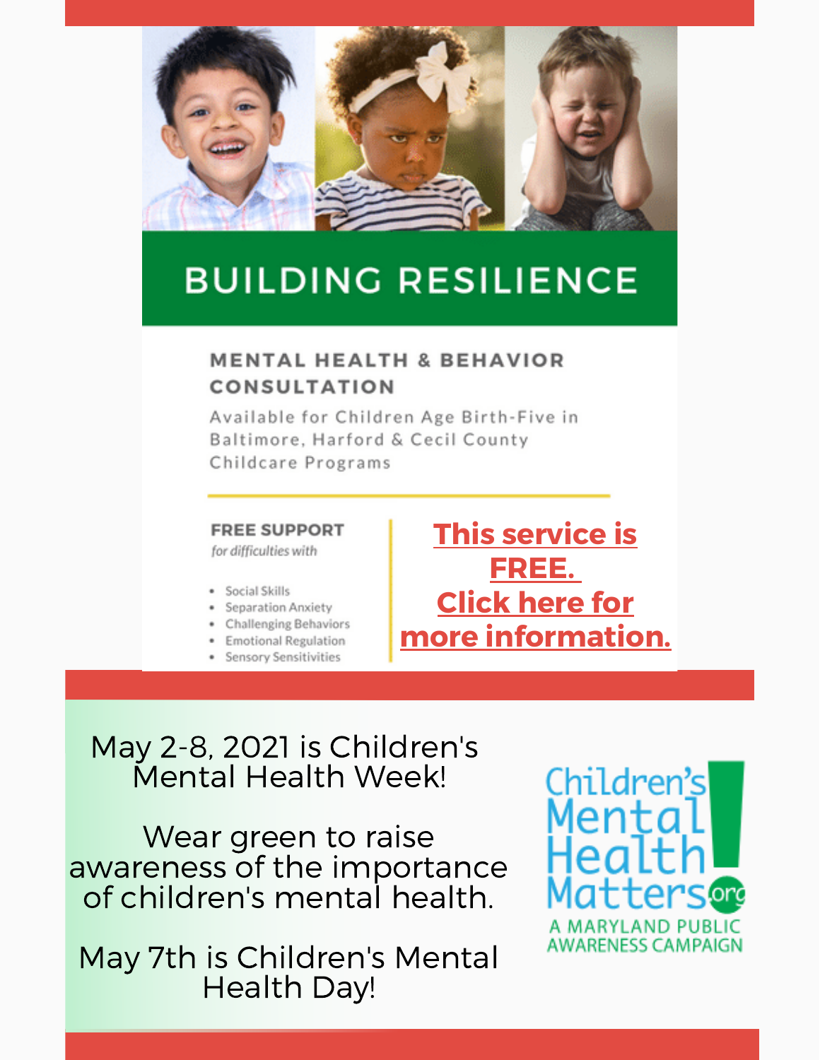# BUILDING RESILIENCE

## MENTAL HEALTH & BEHAVIOR CONSULTATION

Available for Children Age Birth-Five in Baltimore, Harford & Cecil County Childcare Programs

**FREE SUPPORT**

*for difficulties with*

- Social Skills
- Separation Anxiety
- Challenging Behaviors
- Emotional Regulation
- Sensory Sensitivities

**This service is FREE. Click here for more information.**

May 2-8, 2021 is Children's Mental Health Week!

Wear green to raise awareness of the importance of children's mental health.

May 7th is Children's Mental Health Day!

Children's Mental Health Matters!.org

A MARYLAND PUBLIC AWARENESS CAMPAIGN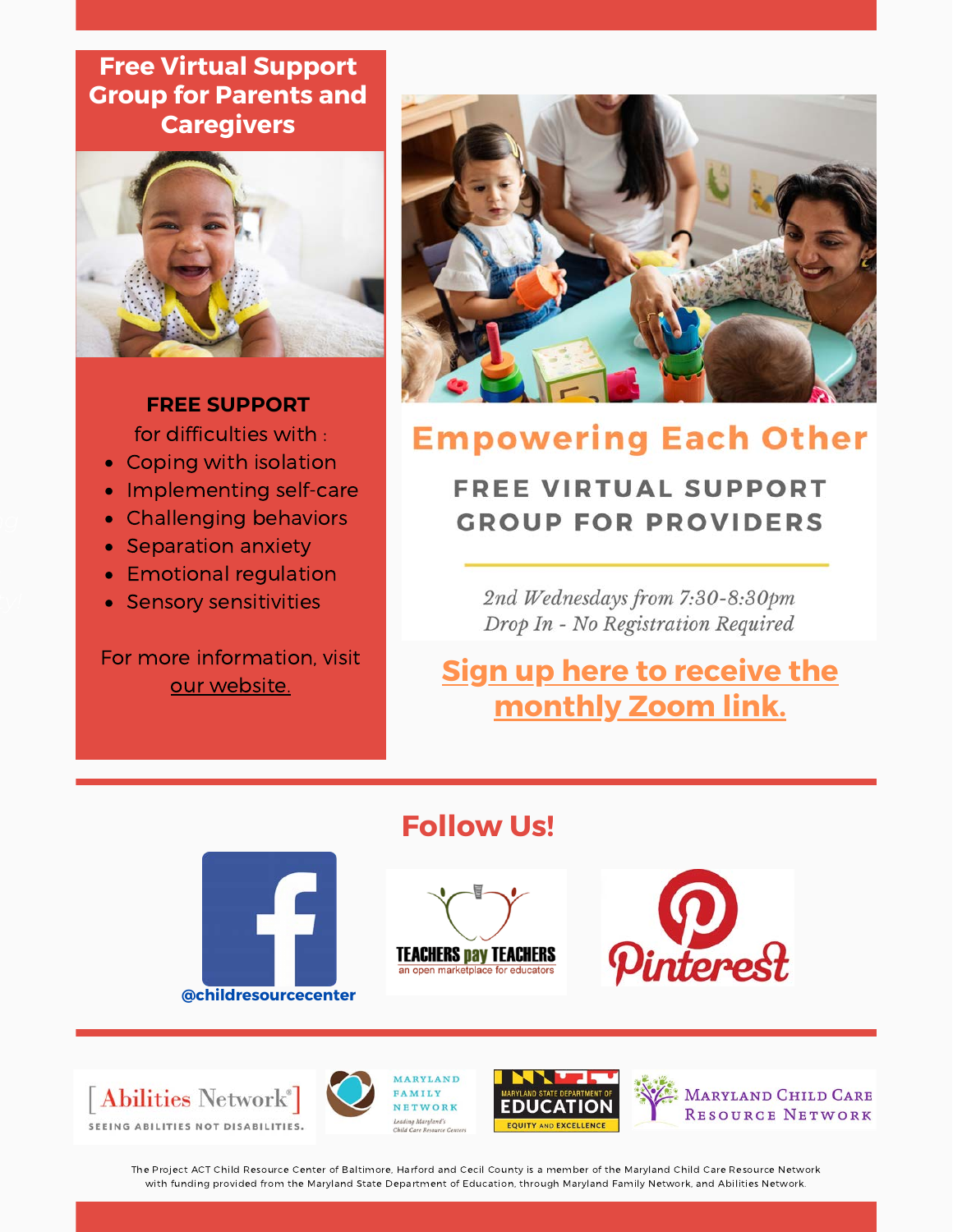## Free Virtual Support Group for Parents and Caregivers

**FREE SUPPORT**

for difficulties with :

- Coping with isolation
- Implementing self-care
- Challenging behaviors
- Separation anxiety
- Emotional regulation
- Sensory sensitivities

For more information, visit our website.

## Empowering Each Other

### FREE VIRTUAL SUPPORT GROUP FOR PROVIDERS

*2nd Wednesdays from 7:30-8:30pm*
*Drop In - No Registration Required*

**Sign up here to receive the monthly Zoom link.**

## Follow Us!

@childresourcecenter

TEACHERS pay TEACHERS
an open marketplace for educators

Pinterest

[Abilities Network®] SEEING ABILITIES NOT DISABILITIES.

MARYLAND FAMILY NETWORK
Leading Maryland's Child Care Resource Centers

MARYLAND STATE DEPARTMENT OF EDUCATION
EQUITY AND EXCELLENCE

MARYLAND CHILD CARE RESOURCE NETWORK

The Project ACT Child Resource Center of Baltimore, Harford and Cecil County is a member of the Maryland Child Care Resource Network with funding provided from the Maryland State Department of Education, through Maryland Family Network, and Abilities Network.